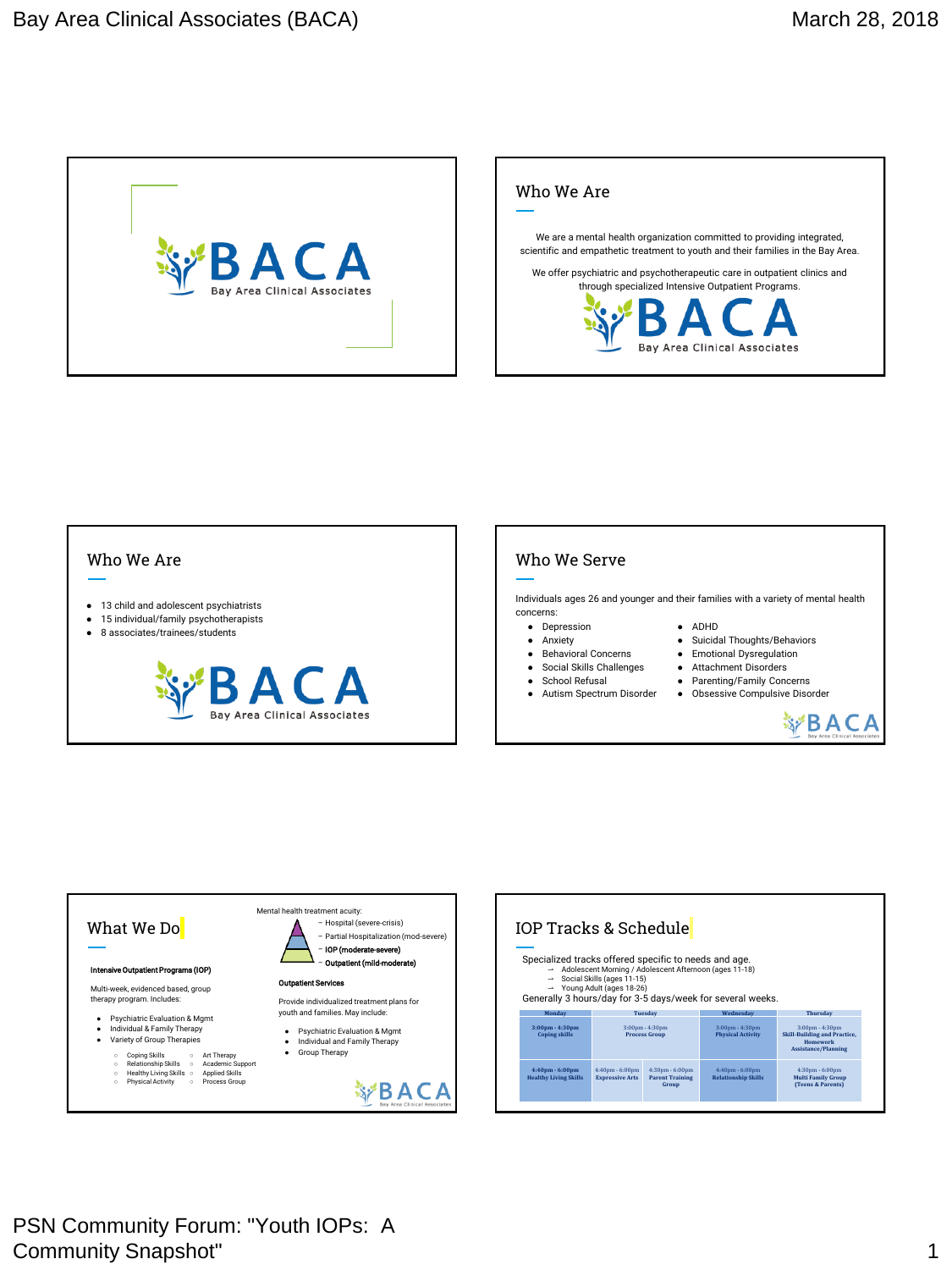# Bay Area Clinical Associates (BACA)

March 28, 2018

BACA
Bay Area Clinical Associates

## Who We Are

We are a mental health organization committed to providing integrated, scientific and empathetic treatment to youth and their families in the Bay Area.

We offer psychiatric and psychotherapeutic care in outpatient clinics and through specialized Intensive Outpatient Programs.

BACA
Bay Area Clinical Associates

## Who We Are

- 13 child and adolescent psychiatrists
- 15 individual/family psychotherapists
- 8 associates/trainees/students

BACA
Bay Area Clinical Associates

## Who We Serve

Individuals ages 26 and younger and their families with a variety of mental health concerns:

- Depression
- Anxiety
- Behavioral Concerns
- Social Skills Challenges
- School Refusal
- Autism Spectrum Disorder
- ADHD
- Suicidal Thoughts/Behaviors
- Emotional Dysregulation
- Attachment Disorders
- Parenting/Family Concerns
- Obsessive Compulsive Disorder

## What We Do

Mental health treatment acuity:

- Hospital (severe-crisis)
- Partial Hospitalization (mod-severe)
- **IOP (moderate-severe)**
- **Outpatient (mild-moderate)**

**Intensive Outpatient Programs (IOP)**

Multi-week, evidenced based, group therapy program. Includes:

- Psychiatric Evaluation & Mgmt
- Individual & Family Therapy
- Variety of Group Therapies
  - Coping Skills
  - Relationship Skills
  - Healthy Living Skills
  - Physical Activity
  - Art Therapy
  - Academic Support
  - Applied Skills
  - Process Group

**Outpatient Services**

Provide individualized treatment plans for youth and families. May include:

- Psychiatric Evaluation & Mgmt
- Individual and Family Therapy
- Group Therapy

## IOP Tracks & Schedule

Specialized tracks offered specific to needs and age.

- → Adolescent Morning / Adolescent Afternoon (ages 11-18)
- → Social Skills (ages 11-15)
- → Young Adult (ages 18-26)

Generally 3 hours/day for 3-5 days/week for several weeks.

| Monday | Tuesday | | Wednesday | Thursday |
|---|---|---|---|---|
| 3:00pm - 4:30pm Coping skills | 3:00pm - 4:30pm Process Group | | 3:00pm - 4:30pm Physical Activity | 3:00pm - 4:30pm Skill-Building and Practice, Homework Assistance/Planning |
| 4:40pm - 6:00pm Healthy Living Skills | 4:40pm - 6:00pm Expressive Arts | 4:30pm - 6:00pm Parent Training Group | 4:40pm - 6:00pm Relationship Skills | 4:30pm - 6:00pm Multi Family Group (Teens & Parents) |

PSN Community Forum: "Youth IOPs: A Community Snapshot"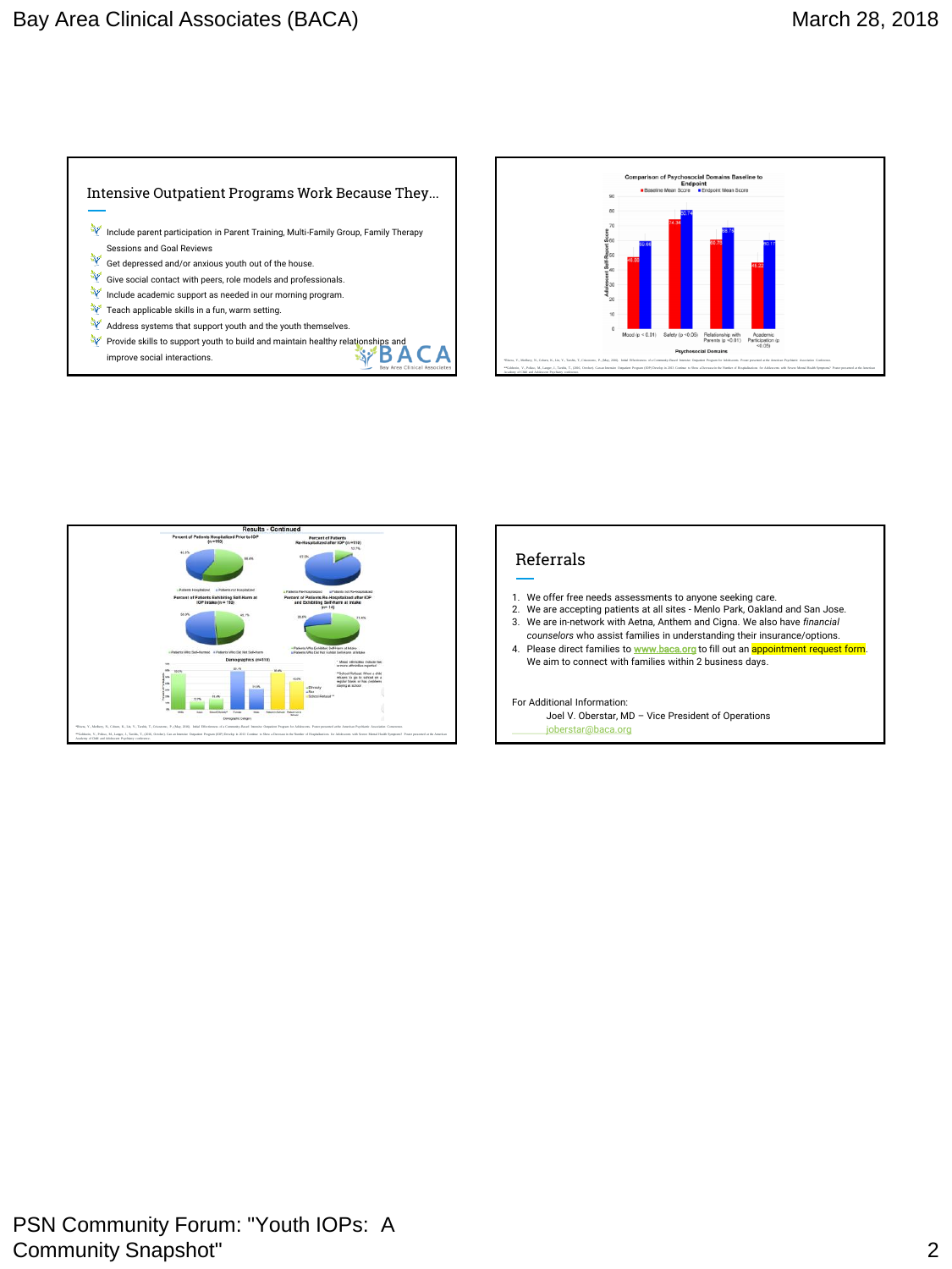## Intensive Outpatient Programs Work Because They…

- Include parent participation in Parent Training, Multi-Family Group, Family Therapy Sessions and Goal Reviews
- Get depressed and/or anxious youth out of the house.
- Give social contact with peers, role models and professionals.
- Include academic support as needed in our morning program.
- Teach applicable skills in a fun, warm setting.
- Address systems that support youth and the youth themselves.
- Provide skills to support youth to build and maintain healthy relationships and improve social interactions.

BACA
Bay Area Clinical Associates

Comparison of Psychosocial Domains Baseline to Endpoint

Baseline Mean Score
Endpoint Mean Score

Adolescent Self-Report Score

0
10
20
30
40
50
60
70
80
90

46.88
56.66
74.34
80.74
60.75
68.75
45.22
60.17

Mood (p < 0.01)
Safety (p <0.05)
Relationship with Parents (p <0.01)
Academic Participation (p <0.05)

Psychosocial Domains

Results - Continued

Percent of Patients Hospitalized Prior to IOP (n=110)

41.1%
58.9%

Patients Hospitalized
Patients not Hospitalized

Percent of Patients Re-Hospitalized after IOP (n=110)

12.7%
87.3%

Patients Rehospitalized
Patients not Re-hospitalized

Percent of Patients Exhibiting Self-Harm at IOP Intake (n = 110)

52.3%
47.7%

Patients Who Self-Harmed
Patients Who Did Not Self-harm

Percent of Patients Re-Hospitalized after IOP and Exhibiting Self-Harm at Intake (n= 14)

28.6%
71.4%

Patients Who Exhibited Self-Harm at Intake
Patients Who Did Not Exhibit Self-Harm at Intake

Demographics (n=110)

Percent of Population

59.1%
13.7%
11.8%
60.7%
31.9%
49.8%
40.0%

White
Asian
Mixed/Other
Female
Male
School Refusal
Psych in School

Demographic Category

Ethnicity
Sex
School Refusal**

Mixed ethnicities include but not limited to

School Refusal: When a child refuses to go to school on a regular basis or has problems staying at school

Referrals

1. We offer free needs assessments to anyone seeking care.
2. We are accepting patients at all sites - Menlo Park, Oakland and San Jose.
3. We are in-network with Aetna, Anthem and Cigna. We also have *financial counselors* who assist families in understanding their insurance/options.
4. Please direct families to www.baca.org to fill out an appointment request form. We aim to connect with families within 2 business days.

For Additional Information:

Joel V. Oberstar, MD – Vice President of Operations
joberstar@baca.org